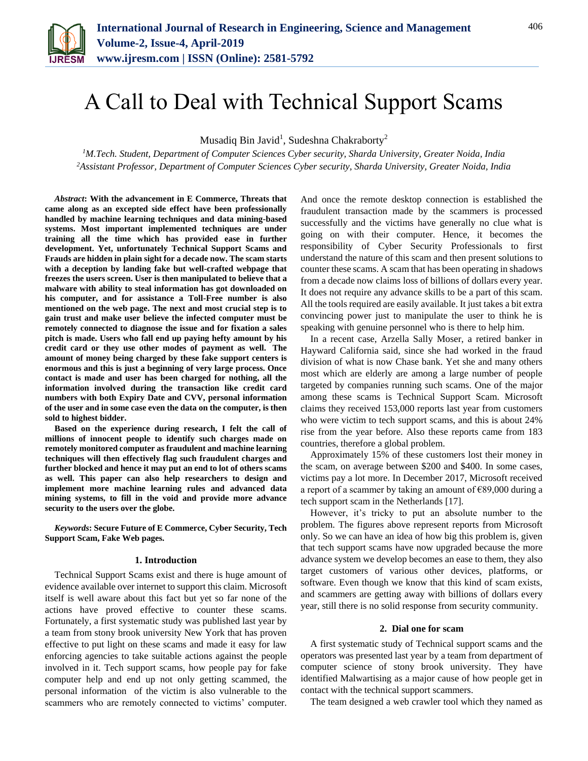# A Call to Deal with Technical Support Scams

Musadiq Bin Javid[1], Sudeshna Chakraborty[2]

[1]*M.Tech. Student, Department of Computer Sciences Cyber security, Sharda University, Greater Noida, India*
[2]*Assistant Professor, Department of Computer Sciences Cyber security, Sharda University, Greater Noida, India*

***Abstract*: With the advancement in E Commerce, Threats that came along as an excepted side effect have been professionally handled by machine learning techniques and data mining-based systems. Most important implemented techniques are under training all the time which has provided ease in further development. Yet, unfortunately Technical Support Scams and Frauds are hidden in plain sight for a decade now. The scam starts with a deception by landing fake but well-crafted webpage that freezes the users screen. User is then manipulated to believe that a malware with ability to steal information has got downloaded on his computer, and for assistance a Toll-Free number is also mentioned on the web page. The next and most crucial step is to gain trust and make user believe the infected computer must be remotely connected to diagnose the issue and for fixation a sales pitch is made. Users who fall end up paying hefty amount by his credit card or they use other modes of payment as well. The amount of money being charged by these fake support centers is enormous and this is just a beginning of very large process. Once contact is made and user has been charged for nothing, all the information involved during the transaction like credit card numbers with both Expiry Date and CVV, personal information of the user and in some case even the data on the computer, is then sold to highest bidder.**

**Based on the experience during research, I felt the call of millions of innocent people to identify such charges made on remotely monitored computer as fraudulent and machine learning techniques will then effectively flag such fraudulent charges and further blocked and hence it may put an end to lot of others scams as well. This paper can also help researchers to design and implement more machine learning rules and advanced data mining systems, to fill in the void and provide more advance security to the users over the globe.**

***Keywords*: Secure Future of E Commerce, Cyber Security, Tech Support Scam, Fake Web pages.**

## 1. Introduction

Technical Support Scams exist and there is huge amount of evidence available over internet to support this claim. Microsoft itself is well aware about this fact but yet so far none of the actions have proved effective to counter these scams. Fortunately, a first systematic study was published last year by a team from stony brook university New York that has proven effective to put light on these scams and made it easy for law enforcing agencies to take suitable actions against the people involved in it. Tech support scams, how people pay for fake computer help and end up not only getting scammed, the personal information of the victim is also vulnerable to the scammers who are remotely connected to victims' computer. And once the remote desktop connection is established the fraudulent transaction made by the scammers is processed successfully and the victims have generally no clue what is going on with their computer. Hence, it becomes the responsibility of Cyber Security Professionals to first understand the nature of this scam and then present solutions to counter these scams. A scam that has been operating in shadows from a decade now claims loss of billions of dollars every year. It does not require any advance skills to be a part of this scam. All the tools required are easily available. It just takes a bit extra convincing power just to manipulate the user to think he is speaking with genuine personnel who is there to help him.

In a recent case, Arzella Sally Moser, a retired banker in Hayward California said, since she had worked in the fraud division of what is now Chase bank. Yet she and many others most which are elderly are among a large number of people targeted by companies running such scams. One of the major among these scams is Technical Support Scam. Microsoft claims they received 153,000 reports last year from customers who were victim to tech support scams, and this is about 24% rise from the year before. Also these reports came from 183 countries, therefore a global problem.

Approximately 15% of these customers lost their money in the scam, on average between $200 and $400. In some cases, victims pay a lot more. In December 2017, Microsoft received a report of a scammer by taking an amount of €89,000 during a tech support scam in the Netherlands [17].

However, it's tricky to put an absolute number to the problem. The figures above represent reports from Microsoft only. So we can have an idea of how big this problem is, given that tech support scams have now upgraded because the more advance system we develop becomes an ease to them, they also target customers of various other devices, platforms, or software. Even though we know that this kind of scam exists, and scammers are getting away with billions of dollars every year, still there is no solid response from security community.

## 2. Dial one for scam

A first systematic study of Technical support scams and the operators was presented last year by a team from department of computer science of stony brook university. They have identified Malwartising as a major cause of how people get in contact with the technical support scammers.

The team designed a web crawler tool which they named as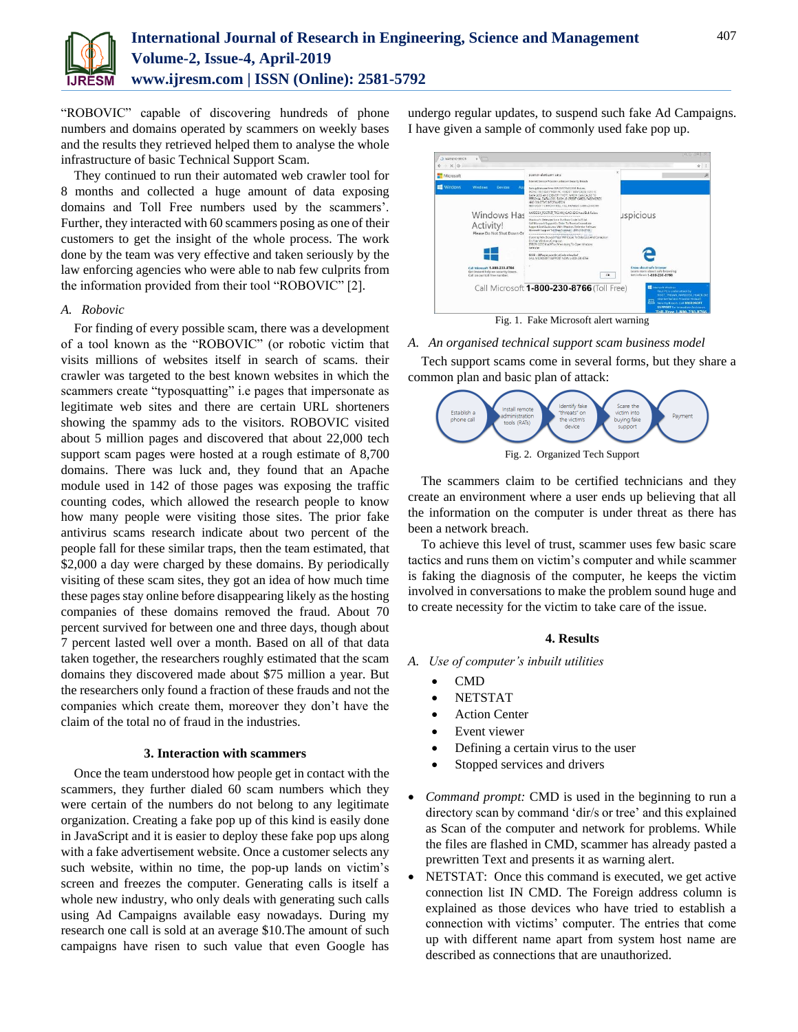"ROBOVIC" capable of discovering hundreds of phone numbers and domains operated by scammers on weekly bases and the results they retrieved helped them to analyse the whole infrastructure of basic Technical Support Scam.

They continued to run their automated web crawler tool for 8 months and collected a huge amount of data exposing domains and Toll Free numbers used by the scammers'. Further, they interacted with 60 scammers posing as one of their customers to get the insight of the whole process. The work done by the team was very effective and taken seriously by the law enforcing agencies who were able to nab few culprits from the information provided from their tool "ROBOVIC" [2].

### *A. Robovic*

For finding of every possible scam, there was a development of a tool known as the "ROBOVIC" (or robotic victim that visits millions of websites itself in search of scams. their crawler was targeted to the best known websites in which the scammers create "typosquatting" i.e pages that impersonate as legitimate web sites and there are certain URL shorteners showing the spammy ads to the visitors. ROBOVIC visited about 5 million pages and discovered that about 22,000 tech support scam pages were hosted at a rough estimate of 8,700 domains. There was luck and, they found that an Apache module used in 142 of those pages was exposing the traffic counting codes, which allowed the research people to know how many people were visiting those sites. The prior fake antivirus scams research indicate about two percent of the people fall for these similar traps, then the team estimated, that $2,000 a day were charged by these domains. By periodically visiting of these scam sites, they got an idea of how much time these pages stay online before disappearing likely as the hosting companies of these domains removed the fraud. About 70 percent survived for between one and three days, though about 7 percent lasted well over a month. Based on all of that data taken together, the researchers roughly estimated that the scam domains they discovered made about $75 million a year. But the researchers only found a fraction of these frauds and not the companies which create them, moreover they don't have the claim of the total no of fraud in the industries.

## 3. Interaction with scammers

Once the team understood how people get in contact with the scammers, they further dialed 60 scam numbers which they were certain of the numbers do not belong to any legitimate organization. Creating a fake pop up of this kind is easily done in JavaScript and it is easier to deploy these fake pop ups along with a fake advertisement website. Once a customer selects any such website, within no time, the pop-up lands on victim's screen and freezes the computer. Generating calls is itself a whole new industry, who only deals with generating such calls using Ad Campaigns available easy nowadays. During my research one call is sold at an average $10.The amount of such campaigns have risen to such value that even Google has undergo regular updates, to suspend such fake Ad Campaigns. I have given a sample of commonly used fake pop up.

Fig. 1. Fake Microsoft alert warning

### *A. An organised technical support scam business model*

Tech support scams come in several forms, but they share a common plan and basic plan of attack:

Fig. 2. Organized Tech Support

The scammers claim to be certified technicians and they create an environment where a user ends up believing that all the information on the computer is under threat as there has been a network breach.

To achieve this level of trust, scammer uses few basic scare tactics and runs them on victim's computer and while scammer is faking the diagnosis of the computer, he keeps the victim involved in conversations to make the problem sound huge and to create necessity for the victim to take care of the issue.

## 4. Results

### *A. Use of computer's inbuilt utilities*

- CMD
- NETSTAT
- Action Center
- Event viewer
- Defining a certain virus to the user
- Stopped services and drivers

- *Command prompt:* CMD is used in the beginning to run a directory scan by command 'dir/s or tree' and this explained as Scan of the computer and network for problems. While the files are flashed in CMD, scammer has already pasted a prewritten Text and presents it as warning alert.
- NETSTAT: Once this command is executed, we get active connection list IN CMD. The Foreign address column is explained as those devices who have tried to establish a connection with victims' computer. The entries that come up with different name apart from system host name are described as connections that are unauthorized.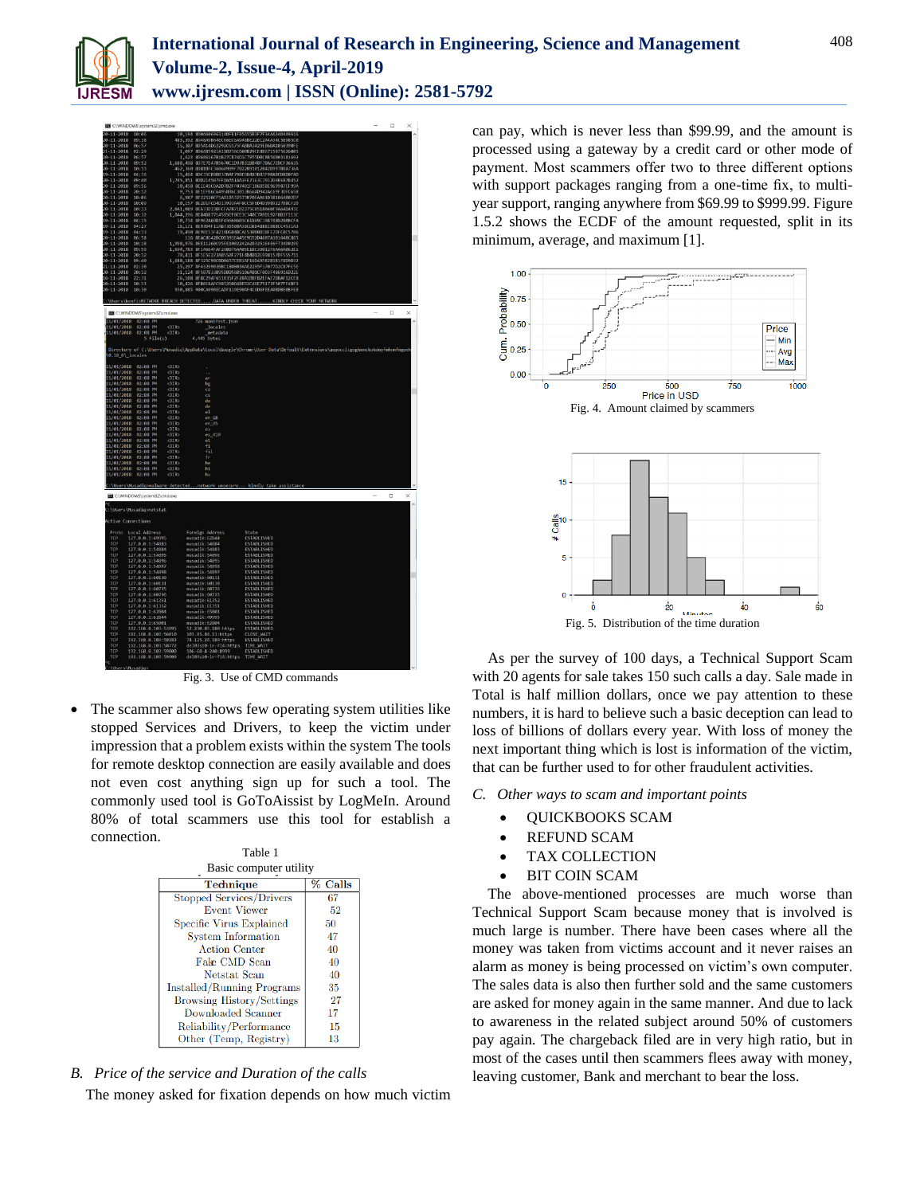Fig. 3. Use of CMD commands

- The scammer also shows few operating system utilities like stopped Services and Drivers, to keep the victim under impression that a problem exists within the system The tools for remote desktop connection are easily available and does not even cost anything sign up for such a tool. The commonly used tool is GoToAissist by LogMeIn. Around 80% of total scammers use this tool for establish a connection.

Table 1
Basic computer utility

| Technique | % Calls |
|---|---|
| Stopped Services/Drivers | 67 |
| Event Viewer | 52 |
| Specific Virus Explained | 50 |
| System Information | 47 |
| Action Center | 40 |
| Fake CMD Scan | 40 |
| Netstat Scan | 40 |
| Installed/Running Programs | 35 |
| Browsing History/Settings | 27 |
| Downloaded Scanner | 17 |
| Reliability/Performance | 15 |
| Other (Temp, Registry) | 13 |

### *B. Price of the service and Duration of the calls*

The money asked for fixation depends on how much victim can pay, which is never less than $99.99, and the amount is processed using a gateway by a credit card or other mode of payment. Most scammers offer two to three different options with support packages ranging from a one-time fix, to multi-year support, ranging anywhere from $69.99 to $999.99. Figure 1.5.2 shows the ECDF of the amount requested, split in its minimum, average, and maximum [1].

Fig. 4. Amount claimed by scammers

Fig. 5. Distribution of the time duration

As per the survey of 100 days, a Technical Support Scam with 20 agents for sale takes 150 such calls a day. Sale made in Total is half million dollars, once we pay attention to these numbers, it is hard to believe such a basic deception can lead to loss of billions of dollars every year. With loss of money the next important thing which is lost is information of the victim, that can be further used to for other fraudulent activities.

### *C. Other ways to scam and important points*

- QUICKBOOKS SCAM
- REFUND SCAM
- TAX COLLECTION
- BIT COIN SCAM

The above-mentioned processes are much worse than Technical Support Scam because money that is involved is much large is number. There have been cases where all the money was taken from victims account and it never raises an alarm as money is being processed on victim's own computer. The sales data is also then further sold and the same customers are asked for money again in the same manner. And due to lack to awareness in the related subject around 50% of customers pay again. The chargeback filed are in very high ratio, but in most of the cases until then scammers flees away with money, leaving customer, Bank and merchant to bear the loss.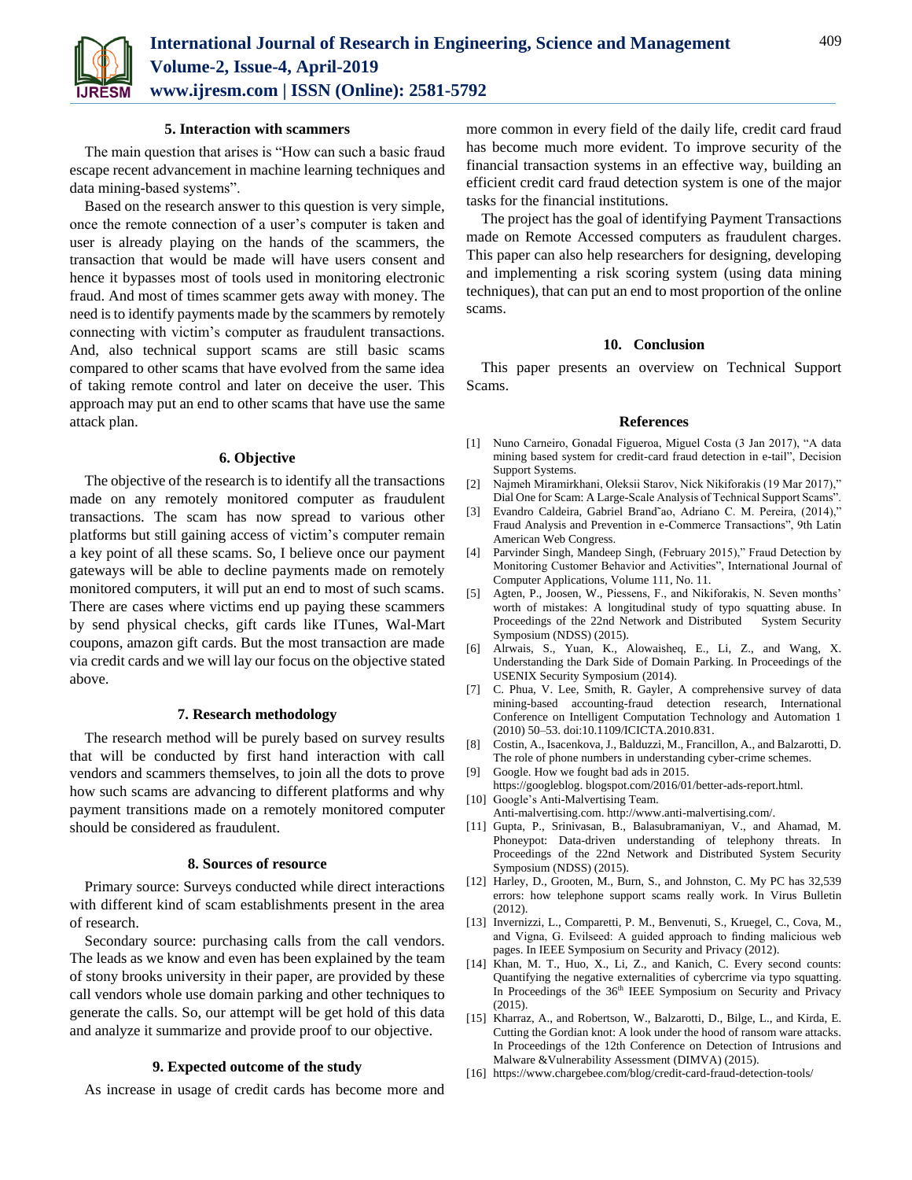### 5. Interaction with scammers

The main question that arises is "How can such a basic fraud escape recent advancement in machine learning techniques and data mining-based systems".

Based on the research answer to this question is very simple, once the remote connection of a user's computer is taken and user is already playing on the hands of the scammers, the transaction that would be made will have users consent and hence it bypasses most of tools used in monitoring electronic fraud. And most of times scammer gets away with money. The need is to identify payments made by the scammers by remotely connecting with victim's computer as fraudulent transactions. And, also technical support scams are still basic scams compared to other scams that have evolved from the same idea of taking remote control and later on deceive the user. This approach may put an end to other scams that have use the same attack plan.

### 6. Objective

The objective of the research is to identify all the transactions made on any remotely monitored computer as fraudulent transactions. The scam has now spread to various other platforms but still gaining access of victim's computer remain a key point of all these scams. So, I believe once our payment gateways will be able to decline payments made on remotely monitored computers, it will put an end to most of such scams. There are cases where victims end up paying these scammers by send physical checks, gift cards like ITunes, Wal-Mart coupons, amazon gift cards. But the most transaction are made via credit cards and we will lay our focus on the objective stated above.

### 7. Research methodology

The research method will be purely based on survey results that will be conducted by first hand interaction with call vendors and scammers themselves, to join all the dots to prove how such scams are advancing to different platforms and why payment transitions made on a remotely monitored computer should be considered as fraudulent.

### 8. Sources of resource

Primary source: Surveys conducted while direct interactions with different kind of scam establishments present in the area of research.

Secondary source: purchasing calls from the call vendors. The leads as we know and even has been explained by the team of stony brooks university in their paper, are provided by these call vendors whole use domain parking and other techniques to generate the calls. So, our attempt will be get hold of this data and analyze it summarize and provide proof to our objective.

### 9. Expected outcome of the study

As increase in usage of credit cards has become more and more common in every field of the daily life, credit card fraud has become much more evident. To improve security of the financial transaction systems in an effective way, building an efficient credit card fraud detection system is one of the major tasks for the financial institutions.

The project has the goal of identifying Payment Transactions made on Remote Accessed computers as fraudulent charges. This paper can also help researchers for designing, developing and implementing a risk scoring system (using data mining techniques), that can put an end to most proportion of the online scams.

### 10. Conclusion

This paper presents an overview on Technical Support Scams.

### References

[1] Nuno Carneiro, Gonadal Figueroa, Miguel Costa (3 Jan 2017), "A data mining based system for credit-card fraud detection in e-tail", Decision Support Systems.

[2] Najmeh Miramirkhani, Oleksii Starov, Nick Nikiforakis (19 Mar 2017)," Dial One for Scam: A Large-Scale Analysis of Technical Support Scams".

[3] Evandro Caldeira, Gabriel Brand˜ao, Adriano C. M. Pereira, (2014)," Fraud Analysis and Prevention in e-Commerce Transactions", 9th Latin American Web Congress.

[4] Parvinder Singh, Mandeep Singh, (February 2015)," Fraud Detection by Monitoring Customer Behavior and Activities", International Journal of Computer Applications, Volume 111, No. 11.

[5] Agten, P., Joosen, W., Piessens, F., and Nikiforakis, N. Seven months' worth of mistakes: A longitudinal study of typo squatting abuse. In Proceedings of the 22nd Network and Distributed System Security Symposium (NDSS) (2015).

[6] Alrwais, S., Yuan, K., Alowaisheq, E., Li, Z., and Wang, X. Understanding the Dark Side of Domain Parking. In Proceedings of the USENIX Security Symposium (2014).

[7] C. Phua, V. Lee, Smith, R. Gayler, A comprehensive survey of data mining-based accounting-fraud detection research, International Conference on Intelligent Computation Technology and Automation 1 (2010) 50–53. doi:10.1109/ICICTA.2010.831.

[8] Costin, A., Isacenkova, J., Balduzzi, M., Francillon, A., and Balzarotti, D. The role of phone numbers in understanding cyber-crime schemes.

[9] Google. How we fought bad ads in 2015. https://googleblog. blogspot.com/2016/01/better-ads-report.html.

[10] Google's Anti-Malvertising Team. Anti-malvertising.com. http://www.anti-malvertising.com/.

[11] Gupta, P., Srinivasan, B., Balasubramaniyan, V., and Ahamad, M. Phoneypot: Data-driven understanding of telephony threats. In Proceedings of the 22nd Network and Distributed System Security Symposium (NDSS) (2015).

[12] Harley, D., Grooten, M., Burn, S., and Johnston, C. My PC has 32,539 errors: how telephone support scams really work. In Virus Bulletin (2012).

[13] Invernizzi, L., Comparetti, P. M., Benvenuti, S., Kruegel, C., Cova, M., and Vigna, G. Evilseed: A guided approach to finding malicious web pages. In IEEE Symposium on Security and Privacy (2012).

[14] Khan, M. T., Huo, X., Li, Z., and Kanich, C. Every second counts: Quantifying the negative externalities of cybercrime via typo squatting. In Proceedings of the 36th IEEE Symposium on Security and Privacy (2015).

[15] Kharraz, A., and Robertson, W., Balzarotti, D., Bilge, L., and Kirda, E. Cutting the Gordian knot: A look under the hood of ransom ware attacks. In Proceedings of the 12th Conference on Detection of Intrusions and Malware &Vulnerability Assessment (DIMVA) (2015).

[16] https://www.chargebee.com/blog/credit-card-fraud-detection-tools/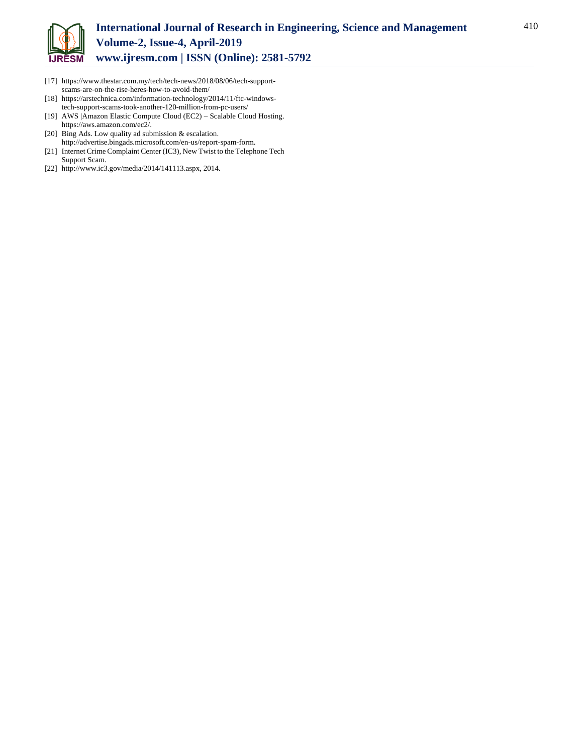[17] https://www.thestar.com.my/tech/tech-news/2018/08/06/tech-support-scams-are-on-the-rise-heres-how-to-avoid-them/

[18] https://arstechnica.com/information-technology/2014/11/ftc-windows-tech-support-scams-took-another-120-million-from-pc-users/

[19] AWS |Amazon Elastic Compute Cloud (EC2) – Scalable Cloud Hosting. https://aws.amazon.com/ec2/.

[20] Bing Ads. Low quality ad submission & escalation. http://advertise.bingads.microsoft.com/en-us/report-spam-form.

[21] Internet Crime Complaint Center (IC3), New Twist to the Telephone Tech Support Scam.

[22] http://www.ic3.gov/media/2014/141113.aspx, 2014.